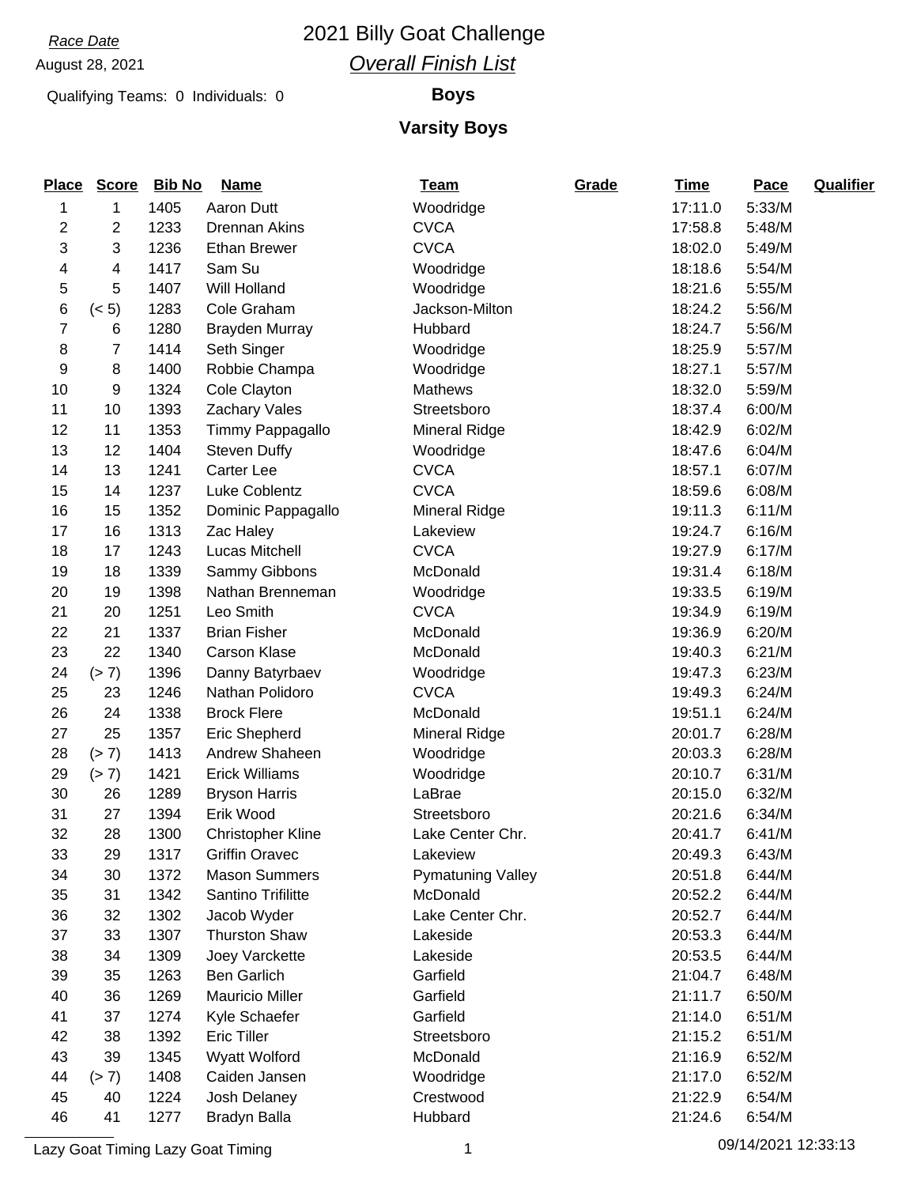*Race Date*

August 28, 2021

# 2021 Billy Goat Challenge

## *Overall Finish List*

Qualifying Teams: 0 Individuals: 0

**Boys**

**Varsity Boys**

| Place | Score | Bib No | Name | Team | Grade | Time | Pace | Qualifier |
|---|---|---|---|---|---|---|---|---|
| 1 | 1 | 1405 | Aaron Dutt | Woodridge | | 17:11.0 | 5:33/M | |
| 2 | 2 | 1233 | Drennan Akins | CVCA | | 17:58.8 | 5:48/M | |
| 3 | 3 | 1236 | Ethan Brewer | CVCA | | 18:02.0 | 5:49/M | |
| 4 | 4 | 1417 | Sam Su | Woodridge | | 18:18.6 | 5:54/M | |
| 5 | 5 | 1407 | Will Holland | Woodridge | | 18:21.6 | 5:55/M | |
| 6 | (< 5) | 1283 | Cole Graham | Jackson-Milton | | 18:24.2 | 5:56/M | |
| 7 | 6 | 1280 | Brayden Murray | Hubbard | | 18:24.7 | 5:56/M | |
| 8 | 7 | 1414 | Seth Singer | Woodridge | | 18:25.9 | 5:57/M | |
| 9 | 8 | 1400 | Robbie Champa | Woodridge | | 18:27.1 | 5:57/M | |
| 10 | 9 | 1324 | Cole Clayton | Mathews | | 18:32.0 | 5:59/M | |
| 11 | 10 | 1393 | Zachary Vales | Streetsboro | | 18:37.4 | 6:00/M | |
| 12 | 11 | 1353 | Timmy Pappagallo | Mineral Ridge | | 18:42.9 | 6:02/M | |
| 13 | 12 | 1404 | Steven Duffy | Woodridge | | 18:47.6 | 6:04/M | |
| 14 | 13 | 1241 | Carter Lee | CVCA | | 18:57.1 | 6:07/M | |
| 15 | 14 | 1237 | Luke Coblentz | CVCA | | 18:59.6 | 6:08/M | |
| 16 | 15 | 1352 | Dominic Pappagallo | Mineral Ridge | | 19:11.3 | 6:11/M | |
| 17 | 16 | 1313 | Zac Haley | Lakeview | | 19:24.7 | 6:16/M | |
| 18 | 17 | 1243 | Lucas Mitchell | CVCA | | 19:27.9 | 6:17/M | |
| 19 | 18 | 1339 | Sammy Gibbons | McDonald | | 19:31.4 | 6:18/M | |
| 20 | 19 | 1398 | Nathan Brenneman | Woodridge | | 19:33.5 | 6:19/M | |
| 21 | 20 | 1251 | Leo Smith | CVCA | | 19:34.9 | 6:19/M | |
| 22 | 21 | 1337 | Brian Fisher | McDonald | | 19:36.9 | 6:20/M | |
| 23 | 22 | 1340 | Carson Klase | McDonald | | 19:40.3 | 6:21/M | |
| 24 | (> 7) | 1396 | Danny Batyrbaev | Woodridge | | 19:47.3 | 6:23/M | |
| 25 | 23 | 1246 | Nathan Polidoro | CVCA | | 19:49.3 | 6:24/M | |
| 26 | 24 | 1338 | Brock Flere | McDonald | | 19:51.1 | 6:24/M | |
| 27 | 25 | 1357 | Eric Shepherd | Mineral Ridge | | 20:01.7 | 6:28/M | |
| 28 | (> 7) | 1413 | Andrew Shaheen | Woodridge | | 20:03.3 | 6:28/M | |
| 29 | (> 7) | 1421 | Erick Williams | Woodridge | | 20:10.7 | 6:31/M | |
| 30 | 26 | 1289 | Bryson Harris | LaBrae | | 20:15.0 | 6:32/M | |
| 31 | 27 | 1394 | Erik Wood | Streetsboro | | 20:21.6 | 6:34/M | |
| 32 | 28 | 1300 | Christopher Kline | Lake Center Chr. | | 20:41.7 | 6:41/M | |
| 33 | 29 | 1317 | Griffin Oravec | Lakeview | | 20:49.3 | 6:43/M | |
| 34 | 30 | 1372 | Mason Summers | Pymatuning Valley | | 20:51.8 | 6:44/M | |
| 35 | 31 | 1342 | Santino Trifilitte | McDonald | | 20:52.2 | 6:44/M | |
| 36 | 32 | 1302 | Jacob Wyder | Lake Center Chr. | | 20:52.7 | 6:44/M | |
| 37 | 33 | 1307 | Thurston Shaw | Lakeside | | 20:53.3 | 6:44/M | |
| 38 | 34 | 1309 | Joey Varckette | Lakeside | | 20:53.5 | 6:44/M | |
| 39 | 35 | 1263 | Ben Garlich | Garfield | | 21:04.7 | 6:48/M | |
| 40 | 36 | 1269 | Mauricio Miller | Garfield | | 21:11.7 | 6:50/M | |
| 41 | 37 | 1274 | Kyle Schaefer | Garfield | | 21:14.0 | 6:51/M | |
| 42 | 38 | 1392 | Eric Tiller | Streetsboro | | 21:15.2 | 6:51/M | |
| 43 | 39 | 1345 | Wyatt Wolford | McDonald | | 21:16.9 | 6:52/M | |
| 44 | (> 7) | 1408 | Caiden Jansen | Woodridge | | 21:17.0 | 6:52/M | |
| 45 | 40 | 1224 | Josh Delaney | Crestwood | | 21:22.9 | 6:54/M | |
| 46 | 41 | 1277 | Bradyn Balla | Hubbard | | 21:24.6 | 6:54/M | |

Lazy Goat Timing Lazy Goat Timing

09/14/2021 12:33:13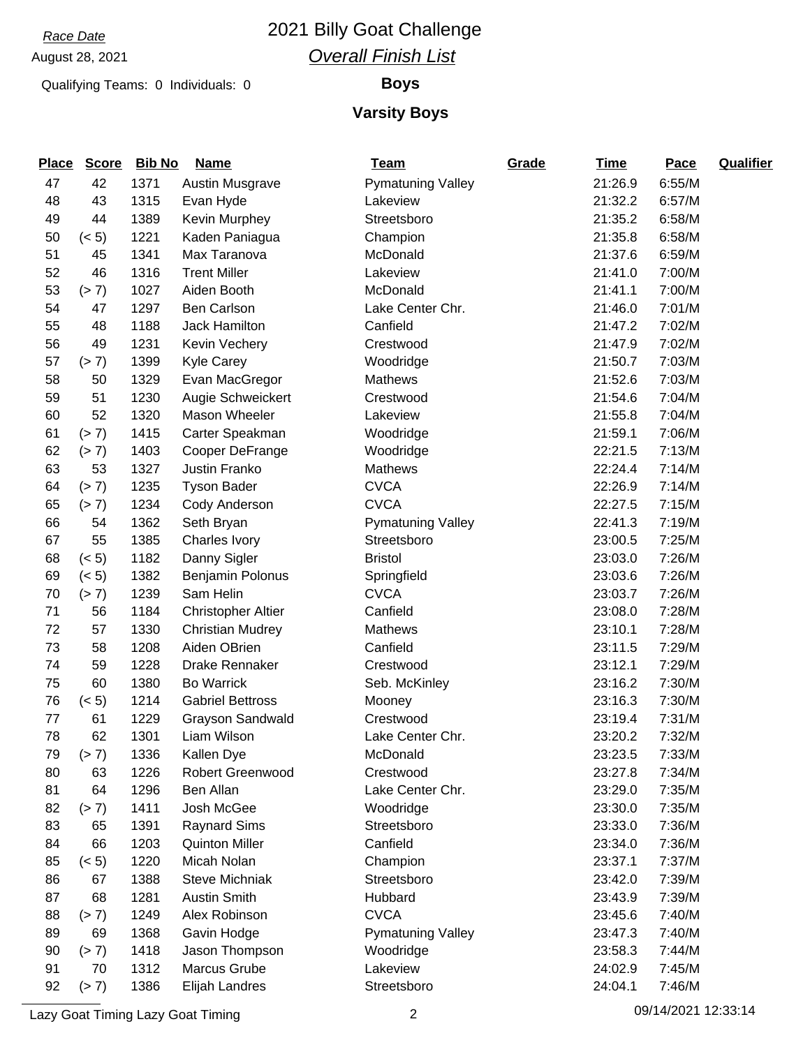*Race Date*

August 28, 2021

# 2021 Billy Goat Challenge

## *Overall Finish List*

Qualifying Teams: 0 Individuals: 0

**Boys**

### Varsity Boys

| Place | Score | Bib No | Name | Team | Grade | Time | Pace | Qualifier |
|---|---|---|---|---|---|---|---|---|
| 47 | 42 | 1371 | Austin Musgrave | Pymatuning Valley | | 21:26.9 | 6:55/M | |
| 48 | 43 | 1315 | Evan Hyde | Lakeview | | 21:32.2 | 6:57/M | |
| 49 | 44 | 1389 | Kevin Murphey | Streetsboro | | 21:35.2 | 6:58/M | |
| 50 | (< 5) | 1221 | Kaden Paniagua | Champion | | 21:35.8 | 6:58/M | |
| 51 | 45 | 1341 | Max Taranova | McDonald | | 21:37.6 | 6:59/M | |
| 52 | 46 | 1316 | Trent Miller | Lakeview | | 21:41.0 | 7:00/M | |
| 53 | (> 7) | 1027 | Aiden Booth | McDonald | | 21:41.1 | 7:00/M | |
| 54 | 47 | 1297 | Ben Carlson | Lake Center Chr. | | 21:46.0 | 7:01/M | |
| 55 | 48 | 1188 | Jack Hamilton | Canfield | | 21:47.2 | 7:02/M | |
| 56 | 49 | 1231 | Kevin Vechery | Crestwood | | 21:47.9 | 7:02/M | |
| 57 | (> 7) | 1399 | Kyle Carey | Woodridge | | 21:50.7 | 7:03/M | |
| 58 | 50 | 1329 | Evan MacGregor | Mathews | | 21:52.6 | 7:03/M | |
| 59 | 51 | 1230 | Augie Schweickert | Crestwood | | 21:54.6 | 7:04/M | |
| 60 | 52 | 1320 | Mason Wheeler | Lakeview | | 21:55.8 | 7:04/M | |
| 61 | (> 7) | 1415 | Carter Speakman | Woodridge | | 21:59.1 | 7:06/M | |
| 62 | (> 7) | 1403 | Cooper DeFrange | Woodridge | | 22:21.5 | 7:13/M | |
| 63 | 53 | 1327 | Justin Franko | Mathews | | 22:24.4 | 7:14/M | |
| 64 | (> 7) | 1235 | Tyson Bader | CVCA | | 22:26.9 | 7:14/M | |
| 65 | (> 7) | 1234 | Cody Anderson | CVCA | | 22:27.5 | 7:15/M | |
| 66 | 54 | 1362 | Seth Bryan | Pymatuning Valley | | 22:41.3 | 7:19/M | |
| 67 | 55 | 1385 | Charles Ivory | Streetsboro | | 23:00.5 | 7:25/M | |
| 68 | (< 5) | 1182 | Danny Sigler | Bristol | | 23:03.0 | 7:26/M | |
| 69 | (< 5) | 1382 | Benjamin Polonus | Springfield | | 23:03.6 | 7:26/M | |
| 70 | (> 7) | 1239 | Sam Helin | CVCA | | 23:03.7 | 7:26/M | |
| 71 | 56 | 1184 | Christopher Altier | Canfield | | 23:08.0 | 7:28/M | |
| 72 | 57 | 1330 | Christian Mudrey | Mathews | | 23:10.1 | 7:28/M | |
| 73 | 58 | 1208 | Aiden OBrien | Canfield | | 23:11.5 | 7:29/M | |
| 74 | 59 | 1228 | Drake Rennaker | Crestwood | | 23:12.1 | 7:29/M | |
| 75 | 60 | 1380 | Bo Warrick | Seb. McKinley | | 23:16.2 | 7:30/M | |
| 76 | (< 5) | 1214 | Gabriel Bettross | Mooney | | 23:16.3 | 7:30/M | |
| 77 | 61 | 1229 | Grayson Sandwald | Crestwood | | 23:19.4 | 7:31/M | |
| 78 | 62 | 1301 | Liam Wilson | Lake Center Chr. | | 23:20.2 | 7:32/M | |
| 79 | (> 7) | 1336 | Kallen Dye | McDonald | | 23:23.5 | 7:33/M | |
| 80 | 63 | 1226 | Robert Greenwood | Crestwood | | 23:27.8 | 7:34/M | |
| 81 | 64 | 1296 | Ben Allan | Lake Center Chr. | | 23:29.0 | 7:35/M | |
| 82 | (> 7) | 1411 | Josh McGee | Woodridge | | 23:30.0 | 7:35/M | |
| 83 | 65 | 1391 | Raynard Sims | Streetsboro | | 23:33.0 | 7:36/M | |
| 84 | 66 | 1203 | Quinton Miller | Canfield | | 23:34.0 | 7:36/M | |
| 85 | (< 5) | 1220 | Micah Nolan | Champion | | 23:37.1 | 7:37/M | |
| 86 | 67 | 1388 | Steve Michniak | Streetsboro | | 23:42.0 | 7:39/M | |
| 87 | 68 | 1281 | Austin Smith | Hubbard | | 23:43.9 | 7:39/M | |
| 88 | (> 7) | 1249 | Alex Robinson | CVCA | | 23:45.6 | 7:40/M | |
| 89 | 69 | 1368 | Gavin Hodge | Pymatuning Valley | | 23:47.3 | 7:40/M | |
| 90 | (> 7) | 1418 | Jason Thompson | Woodridge | | 23:58.3 | 7:44/M | |
| 91 | 70 | 1312 | Marcus Grube | Lakeview | | 24:02.9 | 7:45/M | |
| 92 | (> 7) | 1386 | Elijah Landres | Streetsboro | | 24:04.1 | 7:46/M | |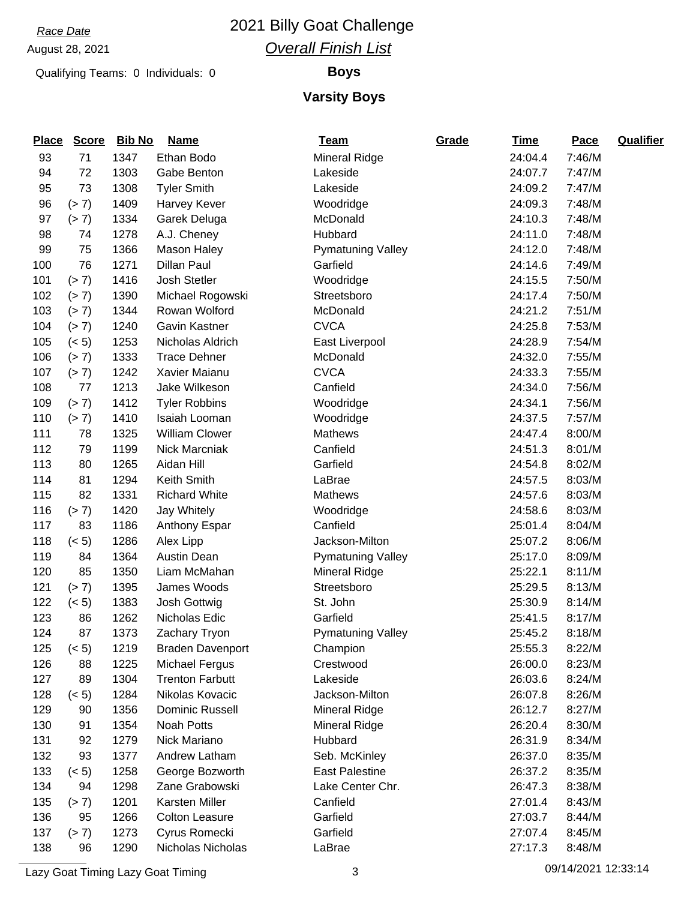Race Date

August 28, 2021

Qualifying Teams: 0 Individuals: 0

# 2021 Billy Goat Challenge

## *Overall Finish List*

### Boys

### Varsity Boys

| Place | Score | Bib No | Name | Team | Grade | Time | Pace | Qualifier |
|---|---|---|---|---|---|---|---|---|
| 93 | 71 | 1347 | Ethan Bodo | Mineral Ridge | | 24:04.4 | 7:46/M | |
| 94 | 72 | 1303 | Gabe Benton | Lakeside | | 24:07.7 | 7:47/M | |
| 95 | 73 | 1308 | Tyler Smith | Lakeside | | 24:09.2 | 7:47/M | |
| 96 | (> 7) | 1409 | Harvey Kever | Woodridge | | 24:09.3 | 7:48/M | |
| 97 | (> 7) | 1334 | Garek Deluga | McDonald | | 24:10.3 | 7:48/M | |
| 98 | 74 | 1278 | A.J. Cheney | Hubbard | | 24:11.0 | 7:48/M | |
| 99 | 75 | 1366 | Mason Haley | Pymatuning Valley | | 24:12.0 | 7:48/M | |
| 100 | 76 | 1271 | Dillan Paul | Garfield | | 24:14.6 | 7:49/M | |
| 101 | (> 7) | 1416 | Josh Stetler | Woodridge | | 24:15.5 | 7:50/M | |
| 102 | (> 7) | 1390 | Michael Rogowski | Streetsboro | | 24:17.4 | 7:50/M | |
| 103 | (> 7) | 1344 | Rowan Wolford | McDonald | | 24:21.2 | 7:51/M | |
| 104 | (> 7) | 1240 | Gavin Kastner | CVCA | | 24:25.8 | 7:53/M | |
| 105 | (< 5) | 1253 | Nicholas Aldrich | East Liverpool | | 24:28.9 | 7:54/M | |
| 106 | (> 7) | 1333 | Trace Dehner | McDonald | | 24:32.0 | 7:55/M | |
| 107 | (> 7) | 1242 | Xavier Maianu | CVCA | | 24:33.3 | 7:55/M | |
| 108 | 77 | 1213 | Jake Wilkeson | Canfield | | 24:34.0 | 7:56/M | |
| 109 | (> 7) | 1412 | Tyler Robbins | Woodridge | | 24:34.1 | 7:56/M | |
| 110 | (> 7) | 1410 | Isaiah Looman | Woodridge | | 24:37.5 | 7:57/M | |
| 111 | 78 | 1325 | William Clower | Mathews | | 24:47.4 | 8:00/M | |
| 112 | 79 | 1199 | Nick Marcniak | Canfield | | 24:51.3 | 8:01/M | |
| 113 | 80 | 1265 | Aidan Hill | Garfield | | 24:54.8 | 8:02/M | |
| 114 | 81 | 1294 | Keith Smith | LaBrae | | 24:57.5 | 8:03/M | |
| 115 | 82 | 1331 | Richard White | Mathews | | 24:57.6 | 8:03/M | |
| 116 | (> 7) | 1420 | Jay Whitely | Woodridge | | 24:58.6 | 8:03/M | |
| 117 | 83 | 1186 | Anthony Espar | Canfield | | 25:01.4 | 8:04/M | |
| 118 | (< 5) | 1286 | Alex Lipp | Jackson-Milton | | 25:07.2 | 8:06/M | |
| 119 | 84 | 1364 | Austin Dean | Pymatuning Valley | | 25:17.0 | 8:09/M | |
| 120 | 85 | 1350 | Liam McMahan | Mineral Ridge | | 25:22.1 | 8:11/M | |
| 121 | (> 7) | 1395 | James Woods | Streetsboro | | 25:29.5 | 8:13/M | |
| 122 | (< 5) | 1383 | Josh Gottwig | St. John | | 25:30.9 | 8:14/M | |
| 123 | 86 | 1262 | Nicholas Edic | Garfield | | 25:41.5 | 8:17/M | |
| 124 | 87 | 1373 | Zachary Tryon | Pymatuning Valley | | 25:45.2 | 8:18/M | |
| 125 | (< 5) | 1219 | Braden Davenport | Champion | | 25:55.3 | 8:22/M | |
| 126 | 88 | 1225 | Michael Fergus | Crestwood | | 26:00.0 | 8:23/M | |
| 127 | 89 | 1304 | Trenton Farbutt | Lakeside | | 26:03.6 | 8:24/M | |
| 128 | (< 5) | 1284 | Nikolas Kovacic | Jackson-Milton | | 26:07.8 | 8:26/M | |
| 129 | 90 | 1356 | Dominic Russell | Mineral Ridge | | 26:12.7 | 8:27/M | |
| 130 | 91 | 1354 | Noah Potts | Mineral Ridge | | 26:20.4 | 8:30/M | |
| 131 | 92 | 1279 | Nick Mariano | Hubbard | | 26:31.9 | 8:34/M | |
| 132 | 93 | 1377 | Andrew Latham | Seb. McKinley | | 26:37.0 | 8:35/M | |
| 133 | (< 5) | 1258 | George Bozworth | East Palestine | | 26:37.2 | 8:35/M | |
| 134 | 94 | 1298 | Zane Grabowski | Lake Center Chr. | | 26:47.3 | 8:38/M | |
| 135 | (> 7) | 1201 | Karsten Miller | Canfield | | 27:01.4 | 8:43/M | |
| 136 | 95 | 1266 | Colton Leasure | Garfield | | 27:03.7 | 8:44/M | |
| 137 | (> 7) | 1273 | Cyrus Romecki | Garfield | | 27:07.4 | 8:45/M | |
| 138 | 96 | 1290 | Nicholas Nicholas | LaBrae | | 27:17.3 | 8:48/M | |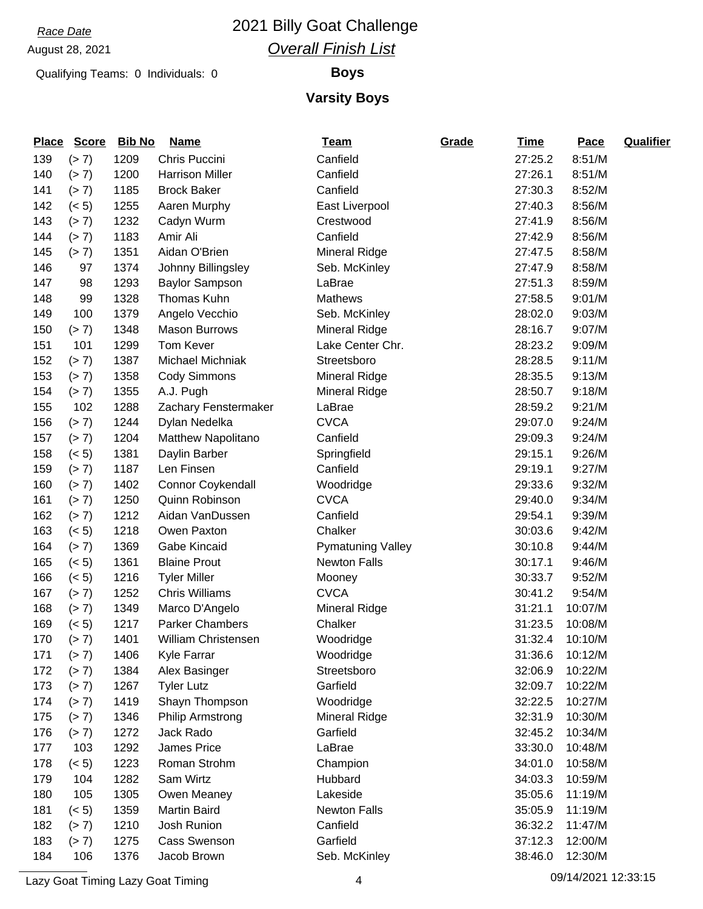*Race Date*

August 28, 2021

Qualifying Teams: 0 Individuals: 0

# 2021 Billy Goat Challenge

## *Overall Finish List*

### Boys

### Varsity Boys

| Place | Score | Bib No | Name | Team | Grade | Time | Pace | Qualifier |
|---|---|---|---|---|---|---|---|---|
| 139 | (> 7) | 1209 | Chris Puccini | Canfield | | 27:25.2 | 8:51/M | |
| 140 | (> 7) | 1200 | Harrison Miller | Canfield | | 27:26.1 | 8:51/M | |
| 141 | (> 7) | 1185 | Brock Baker | Canfield | | 27:30.3 | 8:52/M | |
| 142 | (< 5) | 1255 | Aaren Murphy | East Liverpool | | 27:40.3 | 8:56/M | |
| 143 | (> 7) | 1232 | Cadyn Wurm | Crestwood | | 27:41.9 | 8:56/M | |
| 144 | (> 7) | 1183 | Amir Ali | Canfield | | 27:42.9 | 8:56/M | |
| 145 | (> 7) | 1351 | Aidan O'Brien | Mineral Ridge | | 27:47.5 | 8:58/M | |
| 146 | 97 | 1374 | Johnny Billingsley | Seb. McKinley | | 27:47.9 | 8:58/M | |
| 147 | 98 | 1293 | Baylor Sampson | LaBrae | | 27:51.3 | 8:59/M | |
| 148 | 99 | 1328 | Thomas Kuhn | Mathews | | 27:58.5 | 9:01/M | |
| 149 | 100 | 1379 | Angelo Vecchio | Seb. McKinley | | 28:02.0 | 9:03/M | |
| 150 | (> 7) | 1348 | Mason Burrows | Mineral Ridge | | 28:16.7 | 9:07/M | |
| 151 | 101 | 1299 | Tom Kever | Lake Center Chr. | | 28:23.2 | 9:09/M | |
| 152 | (> 7) | 1387 | Michael Michniak | Streetsboro | | 28:28.5 | 9:11/M | |
| 153 | (> 7) | 1358 | Cody Simmons | Mineral Ridge | | 28:35.5 | 9:13/M | |
| 154 | (> 7) | 1355 | A.J. Pugh | Mineral Ridge | | 28:50.7 | 9:18/M | |
| 155 | 102 | 1288 | Zachary Fenstermaker | LaBrae | | 28:59.2 | 9:21/M | |
| 156 | (> 7) | 1244 | Dylan Nedelka | CVCA | | 29:07.0 | 9:24/M | |
| 157 | (> 7) | 1204 | Matthew Napolitano | Canfield | | 29:09.3 | 9:24/M | |
| 158 | (< 5) | 1381 | Daylin Barber | Springfield | | 29:15.1 | 9:26/M | |
| 159 | (> 7) | 1187 | Len Finsen | Canfield | | 29:19.1 | 9:27/M | |
| 160 | (> 7) | 1402 | Connor Coykendall | Woodridge | | 29:33.6 | 9:32/M | |
| 161 | (> 7) | 1250 | Quinn Robinson | CVCA | | 29:40.0 | 9:34/M | |
| 162 | (> 7) | 1212 | Aidan VanDussen | Canfield | | 29:54.1 | 9:39/M | |
| 163 | (< 5) | 1218 | Owen Paxton | Chalker | | 30:03.6 | 9:42/M | |
| 164 | (> 7) | 1369 | Gabe Kincaid | Pymatuning Valley | | 30:10.8 | 9:44/M | |
| 165 | (< 5) | 1361 | Blaine Prout | Newton Falls | | 30:17.1 | 9:46/M | |
| 166 | (< 5) | 1216 | Tyler Miller | Mooney | | 30:33.7 | 9:52/M | |
| 167 | (> 7) | 1252 | Chris Williams | CVCA | | 30:41.2 | 9:54/M | |
| 168 | (> 7) | 1349 | Marco D'Angelo | Mineral Ridge | | 31:21.1 | 10:07/M | |
| 169 | (< 5) | 1217 | Parker Chambers | Chalker | | 31:23.5 | 10:08/M | |
| 170 | (> 7) | 1401 | William Christensen | Woodridge | | 31:32.4 | 10:10/M | |
| 171 | (> 7) | 1406 | Kyle Farrar | Woodridge | | 31:36.6 | 10:12/M | |
| 172 | (> 7) | 1384 | Alex Basinger | Streetsboro | | 32:06.9 | 10:22/M | |
| 173 | (> 7) | 1267 | Tyler Lutz | Garfield | | 32:09.7 | 10:22/M | |
| 174 | (> 7) | 1419 | Shayn Thompson | Woodridge | | 32:22.5 | 10:27/M | |
| 175 | (> 7) | 1346 | Philip Armstrong | Mineral Ridge | | 32:31.9 | 10:30/M | |
| 176 | (> 7) | 1272 | Jack Rado | Garfield | | 32:45.2 | 10:34/M | |
| 177 | 103 | 1292 | James Price | LaBrae | | 33:30.0 | 10:48/M | |
| 178 | (< 5) | 1223 | Roman Strohm | Champion | | 34:01.0 | 10:58/M | |
| 179 | 104 | 1282 | Sam Wirtz | Hubbard | | 34:03.3 | 10:59/M | |
| 180 | 105 | 1305 | Owen Meaney | Lakeside | | 35:05.6 | 11:19/M | |
| 181 | (< 5) | 1359 | Martin Baird | Newton Falls | | 35:05.9 | 11:19/M | |
| 182 | (> 7) | 1210 | Josh Runion | Canfield | | 36:32.2 | 11:47/M | |
| 183 | (> 7) | 1275 | Cass Swenson | Garfield | | 37:12.3 | 12:00/M | |
| 184 | 106 | 1376 | Jacob Brown | Seb. McKinley | | 38:46.0 | 12:30/M | |

Lazy Goat Timing Lazy Goat Timing

09/14/2021 12:33:15